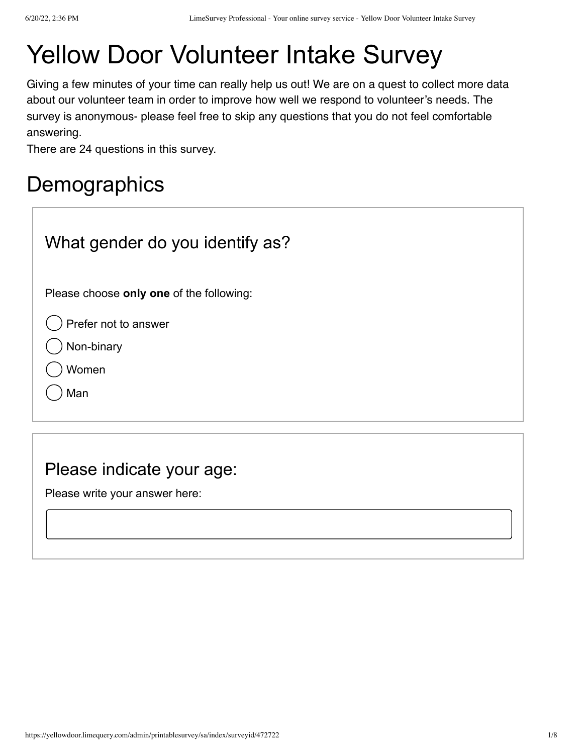# Yellow Door Volunteer Intake Survey

Giving a few minutes of your time can really help us out! We are on a quest to collect more data about our volunteer team in order to improve how well we respond to volunteer's needs. The survey is anonymous- please feel free to skip any questions that you do not feel comfortable answering.

There are 24 questions in this survey.

## Demographics

### What gender do you identify as?

Please choose **only one** of the following:

- ◯ Prefer not to answer
- ◯ Non-binary
- ◯ Women
- ◯ Man

### Please indicate your age:

Please write your answer here:

\_\_\_\_\_\_\_\_\_\_\_\_\_\_\_\_\_\_\_\_\_\_\_\_\_\_\_\_\_\_\_\_\_\_\_\_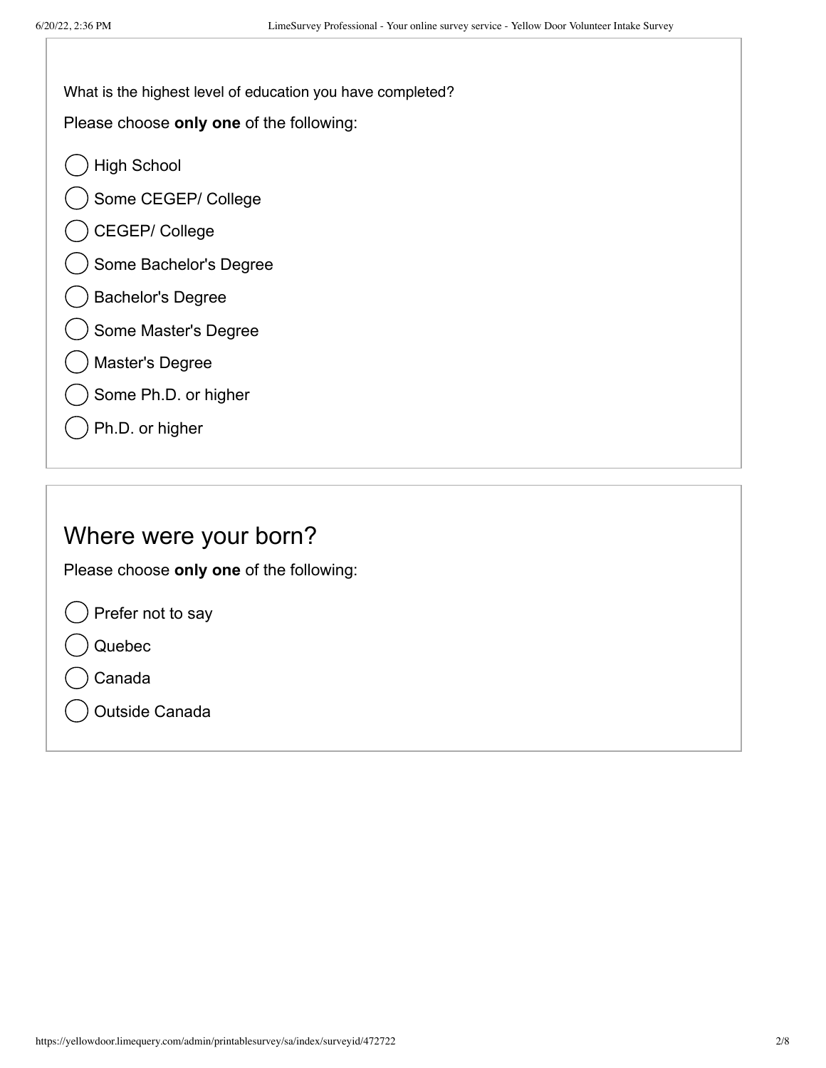What is the highest level of education you have completed?

Please choose **only one** of the following:

- High School
- Some CEGEP/ College
- CEGEP/ College
- Some Bachelor's Degree
- Bachelor's Degree
- Some Master's Degree
- Master's Degree
- Some Ph.D. or higher
- Ph.D. or higher

## Where were your born?

Please choose **only one** of the following:

- Prefer not to say
- Quebec
- Canada
- Outside Canada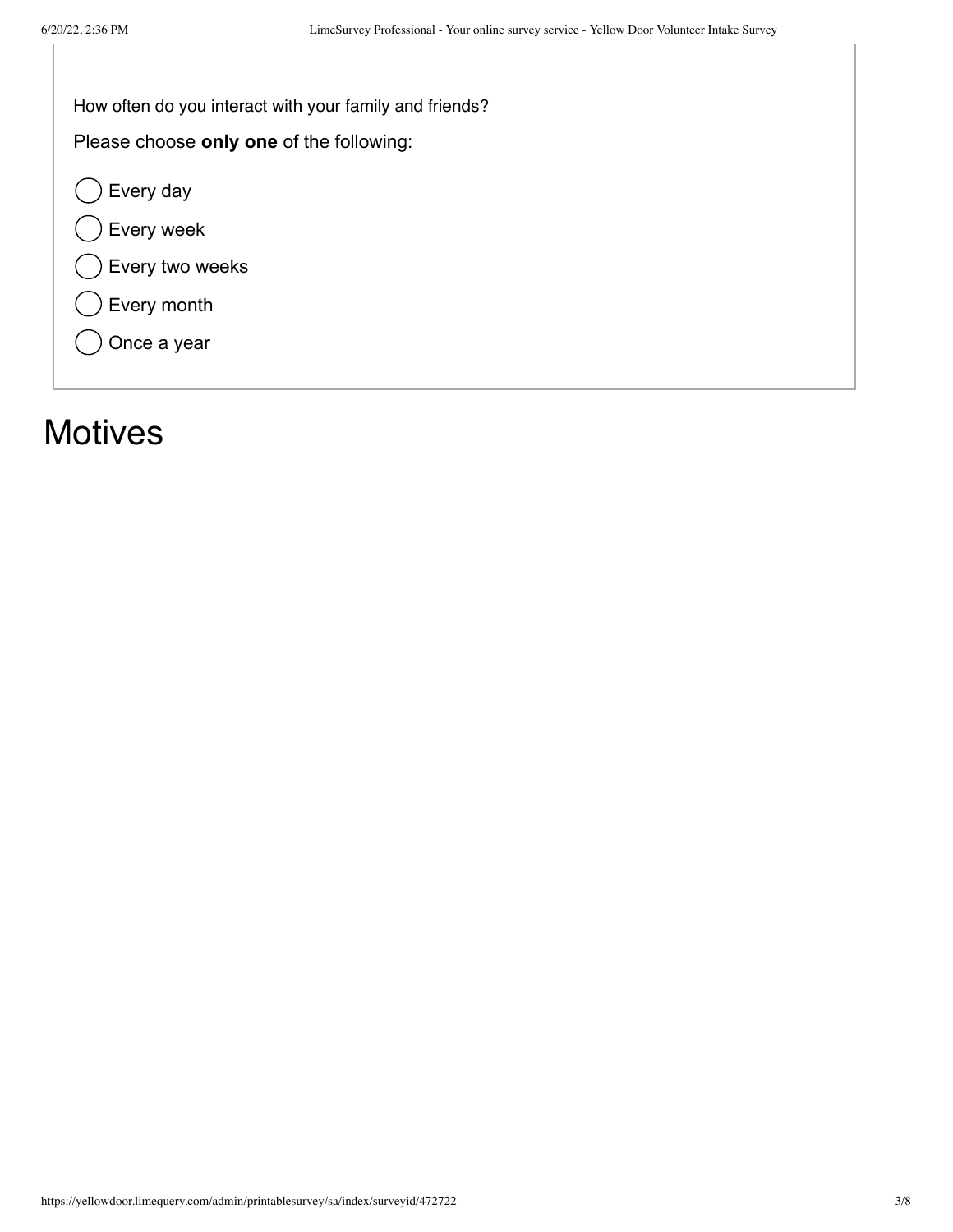How often do you interact with your family and friends?

Please choose **only one** of the following:

- ◯ Every day
- ◯ Every week
- ◯ Every two weeks
- ◯ Every month
- ◯ Once a year

# Motives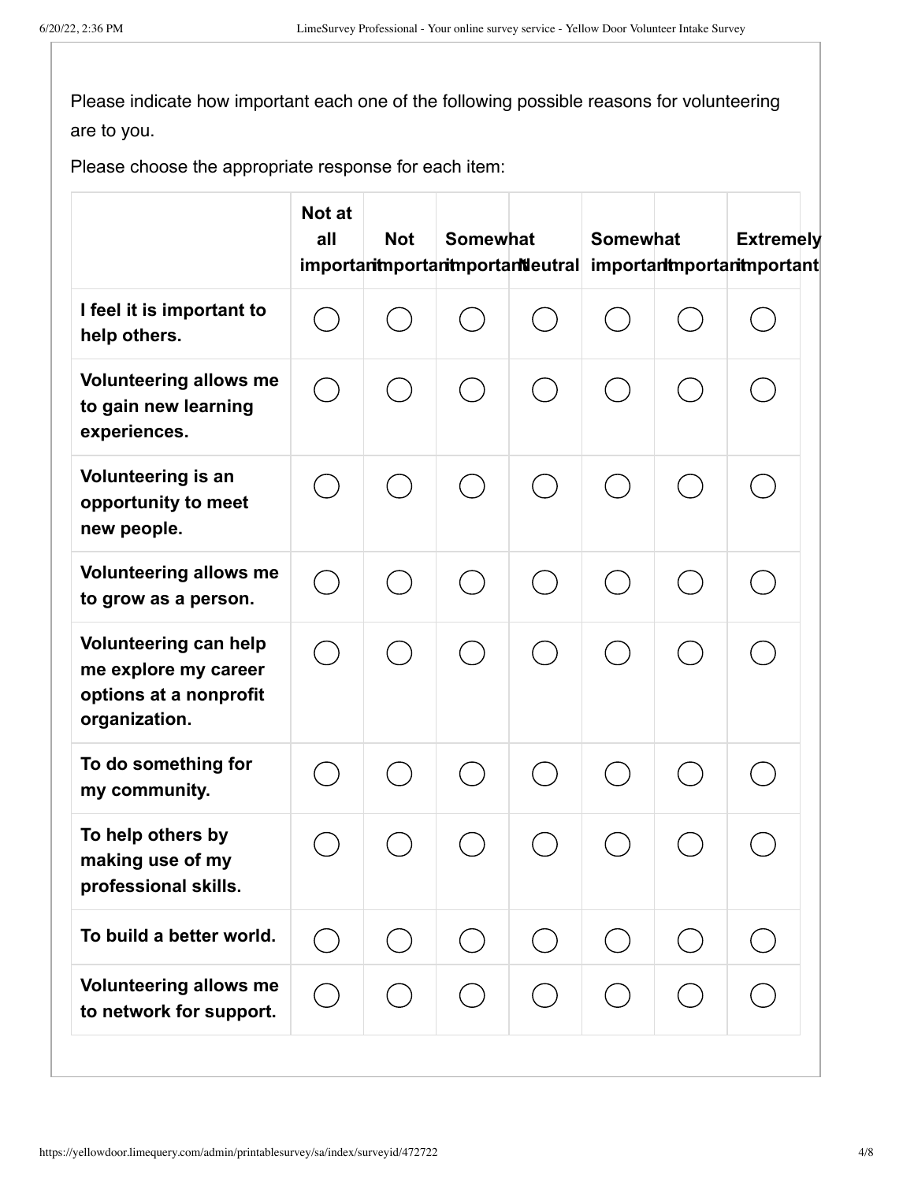Please indicate how important each one of the following possible reasons for volunteering are to you.

Please choose the appropriate response for each item:

| | Not at all important | Not important | Somewhat important | Neutral | Somewhat important | Important | Extremely important |
|---|---|---|---|---|---|---|---|
| **I feel it is important to help others.** | ◯ | ◯ | ◯ | ◯ | ◯ | ◯ | ◯ |
| **Volunteering allows me to gain new learning experiences.** | ◯ | ◯ | ◯ | ◯ | ◯ | ◯ | ◯ |
| **Volunteering is an opportunity to meet new people.** | ◯ | ◯ | ◯ | ◯ | ◯ | ◯ | ◯ |
| **Volunteering allows me to grow as a person.** | ◯ | ◯ | ◯ | ◯ | ◯ | ◯ | ◯ |
| **Volunteering can help me explore my career options at a nonprofit organization.** | ◯ | ◯ | ◯ | ◯ | ◯ | ◯ | ◯ |
| **To do something for my community.** | ◯ | ◯ | ◯ | ◯ | ◯ | ◯ | ◯ |
| **To help others by making use of my professional skills.** | ◯ | ◯ | ◯ | ◯ | ◯ | ◯ | ◯ |
| **To build a better world.** | ◯ | ◯ | ◯ | ◯ | ◯ | ◯ | ◯ |
| **Volunteering allows me to network for support.** | ◯ | ◯ | ◯ | ◯ | ◯ | ◯ | ◯ |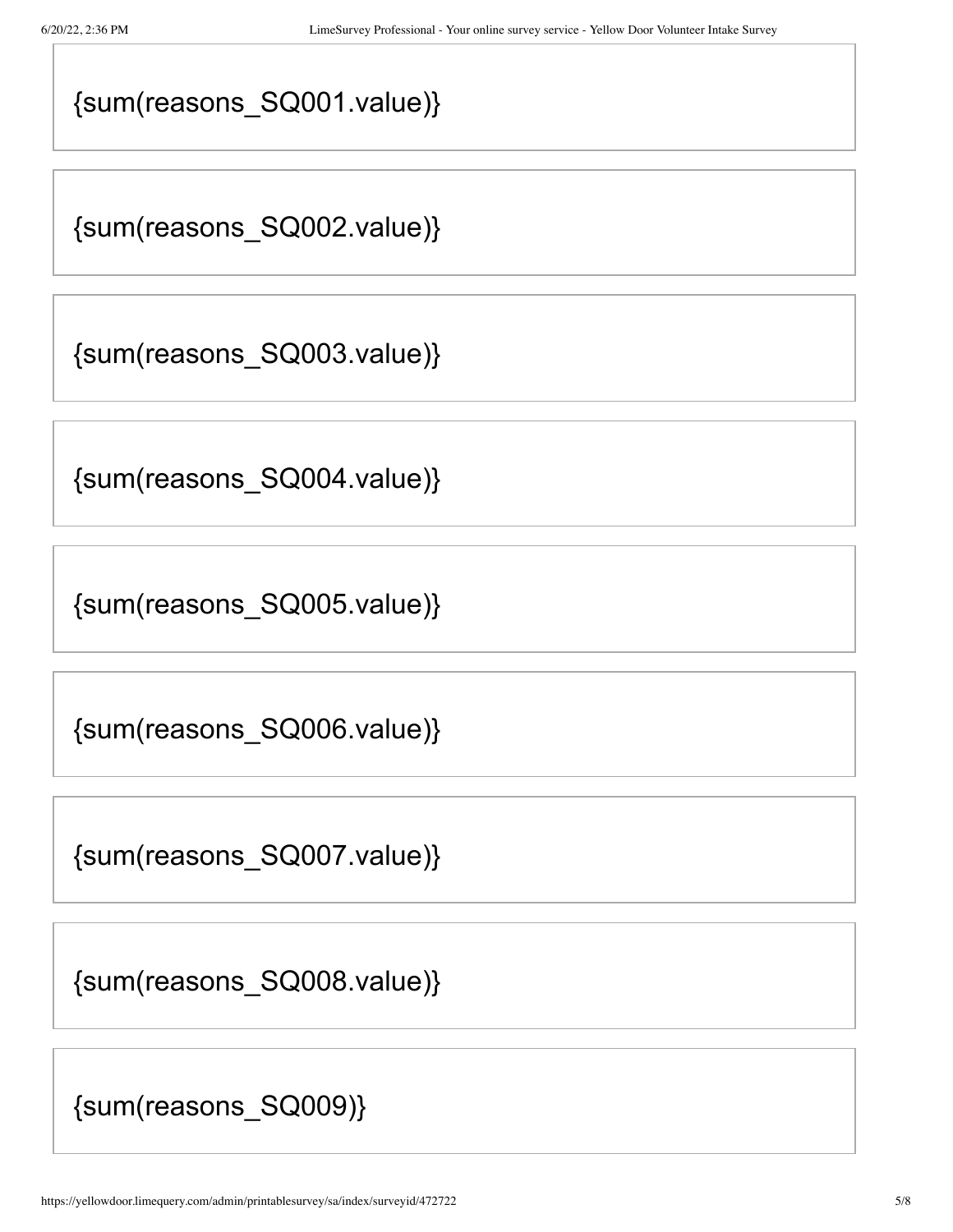{sum(reasons_SQ001.value)}

{sum(reasons_SQ002.value)}

{sum(reasons_SQ003.value)}

{sum(reasons_SQ004.value)}

{sum(reasons_SQ005.value)}

{sum(reasons_SQ006.value)}

{sum(reasons_SQ007.value)}

{sum(reasons_SQ008.value)}

{sum(reasons_SQ009)}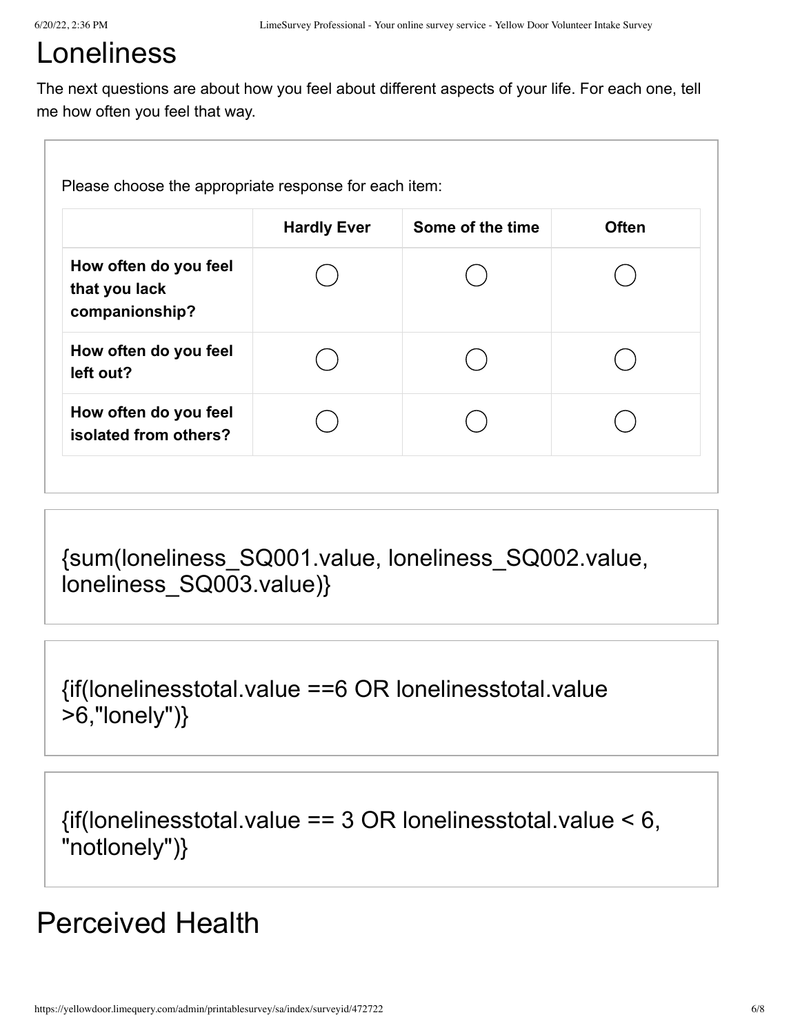# Loneliness

The next questions are about how you feel about different aspects of your life. For each one, tell me how often you feel that way.

Please choose the appropriate response for each item:

| | Hardly Ever | Some of the time | Often |
|---|---|---|---|
| **How often do you feel that you lack companionship?** | ○ | ○ | ○ |
| **How often do you feel left out?** | ○ | ○ | ○ |
| **How often do you feel isolated from others?** | ○ | ○ | ○ |

{sum(loneliness_SQ001.value, loneliness_SQ002.value, loneliness_SQ003.value)}

{if(lonelinesstotal.value ==6 OR lonelinesstotal.value >6,"lonely")}

{if(lonelinesstotal.value == 3 OR lonelinesstotal.value < 6, "notlonely")}

# Perceived Health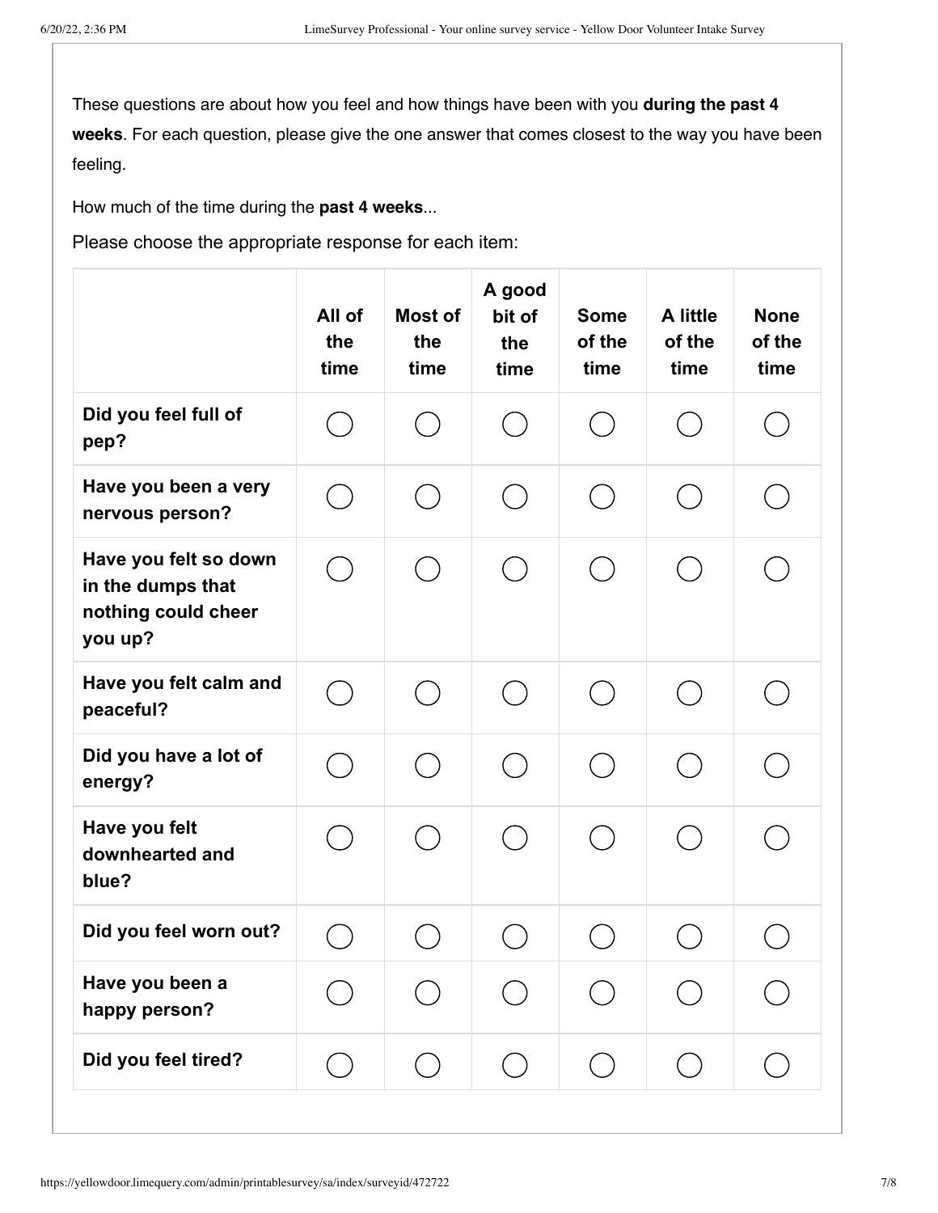These questions are about how you feel and how things have been with you **during the past 4 weeks**. For each question, please give the one answer that comes closest to the way you have been feeling.

How much of the time during the **past 4 weeks**...

Please choose the appropriate response for each item:

| | All of the time | Most of the time | A good bit of the time | Some of the time | A little of the time | None of the time |
|---|---|---|---|---|---|---|
| **Did you feel full of pep?** | ◯ | ◯ | ◯ | ◯ | ◯ | ◯ |
| **Have you been a very nervous person?** | ◯ | ◯ | ◯ | ◯ | ◯ | ◯ |
| **Have you felt so down in the dumps that nothing could cheer you up?** | ◯ | ◯ | ◯ | ◯ | ◯ | ◯ |
| **Have you felt calm and peaceful?** | ◯ | ◯ | ◯ | ◯ | ◯ | ◯ |
| **Did you have a lot of energy?** | ◯ | ◯ | ◯ | ◯ | ◯ | ◯ |
| **Have you felt downhearted and blue?** | ◯ | ◯ | ◯ | ◯ | ◯ | ◯ |
| **Did you feel worn out?** | ◯ | ◯ | ◯ | ◯ | ◯ | ◯ |
| **Have you been a happy person?** | ◯ | ◯ | ◯ | ◯ | ◯ | ◯ |
| **Did you feel tired?** | ◯ | ◯ | ◯ | ◯ | ◯ | ◯ |